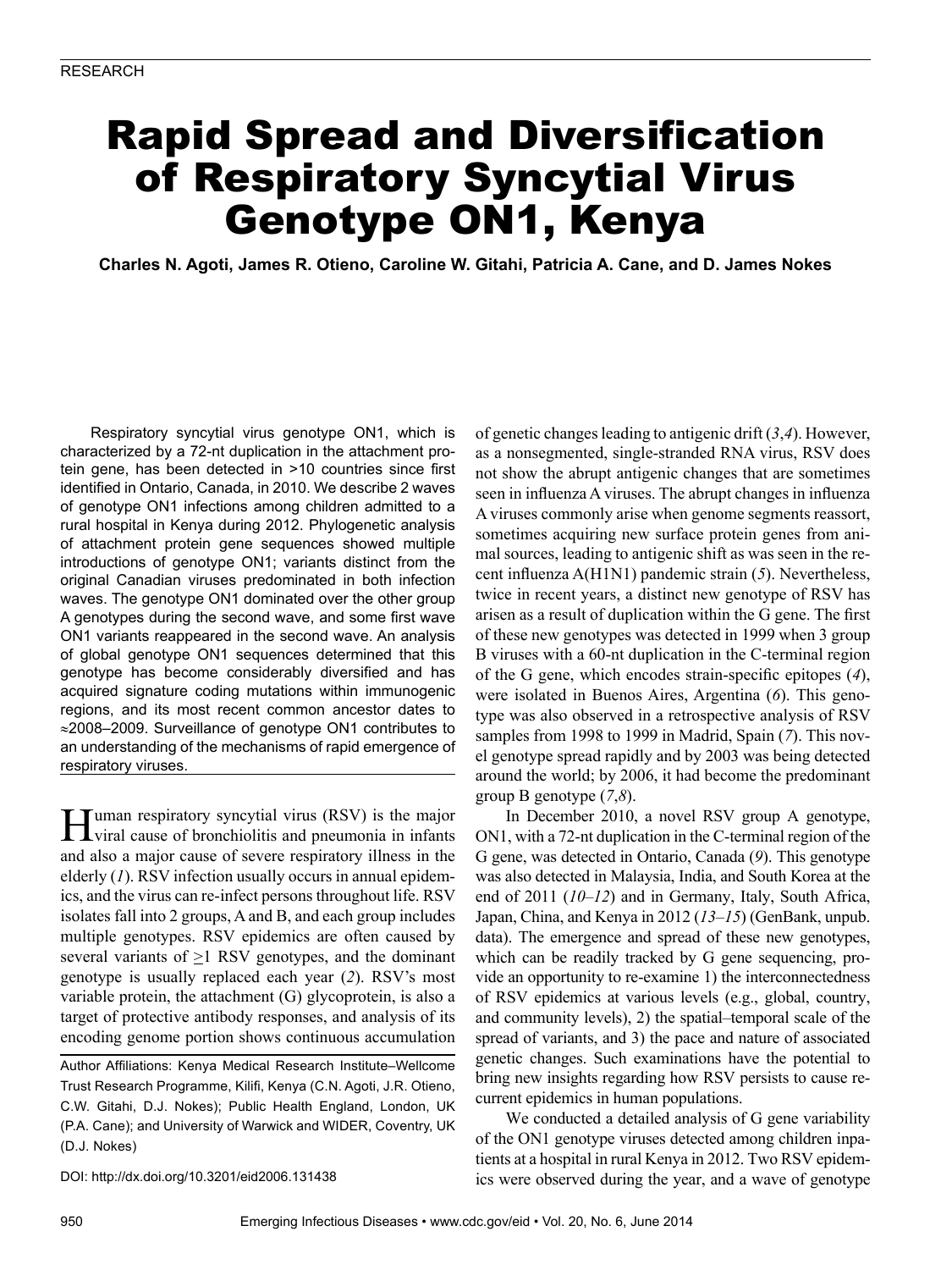RESEARCH

# Rapid Spread and Diversification of Respiratory Syncytial Virus Genotype ON1, Kenya

**Charles N. Agoti, James R. Otieno, Caroline W. Gitahi, Patricia A. Cane, and D. James Nokes**

Respiratory syncytial virus genotype ON1, which is characterized by a 72-nt duplication in the attachment protein gene, has been detected in >10 countries since first identified in Ontario, Canada, in 2010. We describe 2 waves of genotype ON1 infections among children admitted to a rural hospital in Kenya during 2012. Phylogenetic analysis of attachment protein gene sequences showed multiple introductions of genotype ON1; variants distinct from the original Canadian viruses predominated in both infection waves. The genotype ON1 dominated over the other group A genotypes during the second wave, and some first wave ON1 variants reappeared in the second wave. An analysis of global genotype ON1 sequences determined that this genotype has become considerably diversified and has acquired signature coding mutations within immunogenic regions, and its most recent common ancestor dates to ≈2008–2009. Surveillance of genotype ON1 contributes to an understanding of the mechanisms of rapid emergence of respiratory viruses.

Human respiratory syncytial virus (RSV) is the major viral cause of bronchiolitis and pneumonia in infants and also a major cause of severe respiratory illness in the elderly (*1*). RSV infection usually occurs in annual epidemics, and the virus can re-infect persons throughout life. RSV isolates fall into 2 groups, A and B, and each group includes multiple genotypes. RSV epidemics are often caused by several variants of ≥1 RSV genotypes, and the dominant genotype is usually replaced each year (*2*). RSV's most variable protein, the attachment (G) glycoprotein, is also a target of protective antibody responses, and analysis of its encoding genome portion shows continuous accumulation of genetic changes leading to antigenic drift (*3*,*4*). However, as a nonsegmented, single-stranded RNA virus, RSV does not show the abrupt antigenic changes that are sometimes seen in influenza A viruses. The abrupt changes in influenza A viruses commonly arise when genome segments reassort, sometimes acquiring new surface protein genes from animal sources, leading to antigenic shift as was seen in the recent influenza A(H1N1) pandemic strain (*5*). Nevertheless, twice in recent years, a distinct new genotype of RSV has arisen as a result of duplication within the G gene. The first of these new genotypes was detected in 1999 when 3 group B viruses with a 60-nt duplication in the C-terminal region of the G gene, which encodes strain-specific epitopes (*4*), were isolated in Buenos Aires, Argentina (*6*). This genotype was also observed in a retrospective analysis of RSV samples from 1998 to 1999 in Madrid, Spain (*7*). This novel genotype spread rapidly and by 2003 was being detected around the world; by 2006, it had become the predominant group B genotype (*7*,*8*).

In December 2010, a novel RSV group A genotype, ON1, with a 72-nt duplication in the C-terminal region of the G gene, was detected in Ontario, Canada (*9*). This genotype was also detected in Malaysia, India, and South Korea at the end of 2011 (*10*–*12*) and in Germany, Italy, South Africa, Japan, China, and Kenya in 2012 (*13*–*15*) (GenBank, unpub. data). The emergence and spread of these new genotypes, which can be readily tracked by G gene sequencing, provide an opportunity to re-examine 1) the interconnectedness of RSV epidemics at various levels (e.g., global, country, and community levels), 2) the spatial–temporal scale of the spread of variants, and 3) the pace and nature of associated genetic changes. Such examinations have the potential to bring new insights regarding how RSV persists to cause recurrent epidemics in human populations.

We conducted a detailed analysis of G gene variability of the ON1 genotype viruses detected among children inpatients at a hospital in rural Kenya in 2012. Two RSV epidemics were observed during the year, and a wave of genotype

Author Affiliations: Kenya Medical Research Institute–Wellcome Trust Research Programme, Kilifi, Kenya (C.N. Agoti, J.R. Otieno, C.W. Gitahi, D.J. Nokes); Public Health England, London, UK (P.A. Cane); and University of Warwick and WIDER, Coventry, UK (D.J. Nokes)

DOI: http://dx.doi.org/10.3201/eid2006.131438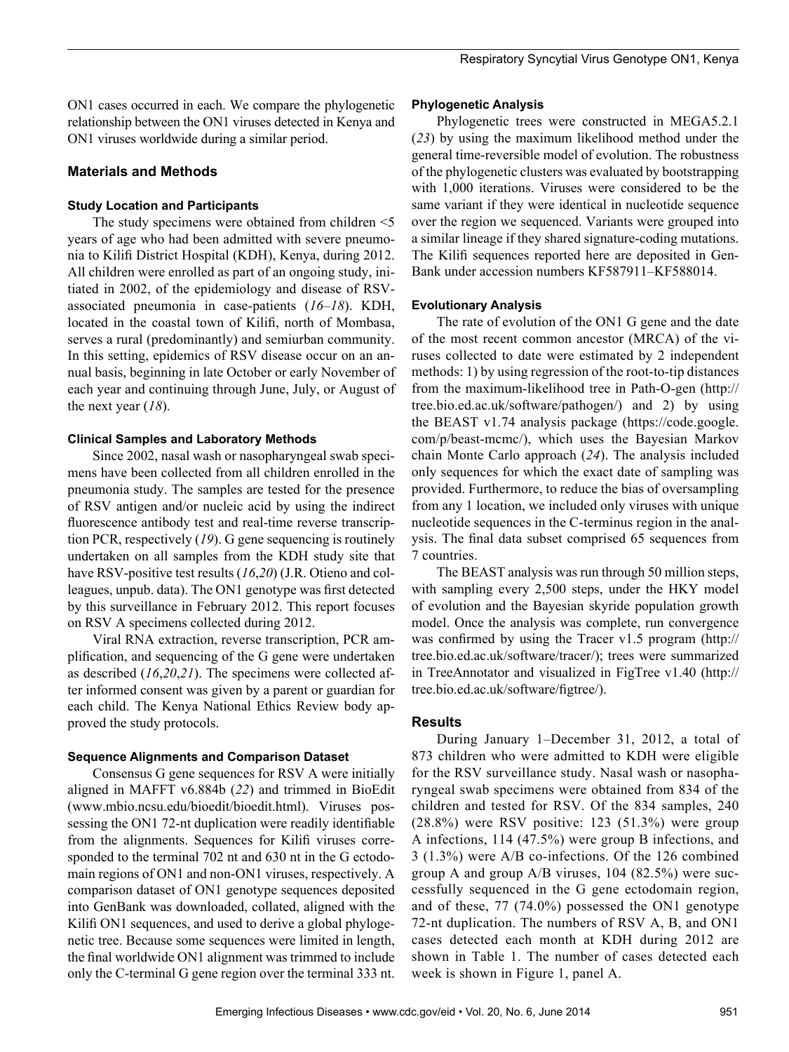ON1 cases occurred in each. We compare the phylogenetic relationship between the ON1 viruses detected in Kenya and ON1 viruses worldwide during a similar period.

## Materials and Methods

### Study Location and Participants

The study specimens were obtained from children <5 years of age who had been admitted with severe pneumonia to Kilifi District Hospital (KDH), Kenya, during 2012. All children were enrolled as part of an ongoing study, initiated in 2002, of the epidemiology and disease of RSV-associated pneumonia in case-patients (*16–18*). KDH, located in the coastal town of Kilifi, north of Mombasa, serves a rural (predominantly) and semiurban community. In this setting, epidemics of RSV disease occur on an annual basis, beginning in late October or early November of each year and continuing through June, July, or August of the next year (*18*).

### Clinical Samples and Laboratory Methods

Since 2002, nasal wash or nasopharyngeal swab specimens have been collected from all children enrolled in the pneumonia study. The samples are tested for the presence of RSV antigen and/or nucleic acid by using the indirect fluorescence antibody test and real-time reverse transcription PCR, respectively (*19*). G gene sequencing is routinely undertaken on all samples from the KDH study site that have RSV-positive test results (*16*,*20*) (J.R. Otieno and colleagues, unpub. data). The ON1 genotype was first detected by this surveillance in February 2012. This report focuses on RSV A specimens collected during 2012.

Viral RNA extraction, reverse transcription, PCR amplification, and sequencing of the G gene were undertaken as described (*16*,*20*,*21*). The specimens were collected after informed consent was given by a parent or guardian for each child. The Kenya National Ethics Review body approved the study protocols.

### Sequence Alignments and Comparison Dataset

Consensus G gene sequences for RSV A were initially aligned in MAFFT v6.884b (*22*) and trimmed in BioEdit (www.mbio.ncsu.edu/bioedit/bioedit.html). Viruses possessing the ON1 72-nt duplication were readily identifiable from the alignments. Sequences for Kilifi viruses corresponded to the terminal 702 nt and 630 nt in the G ectodomain regions of ON1 and non-ON1 viruses, respectively. A comparison dataset of ON1 genotype sequences deposited into GenBank was downloaded, collated, aligned with the Kilifi ON1 sequences, and used to derive a global phylogenetic tree. Because some sequences were limited in length, the final worldwide ON1 alignment was trimmed to include only the C-terminal G gene region over the terminal 333 nt.

### Phylogenetic Analysis

Phylogenetic trees were constructed in MEGA5.2.1 (*23*) by using the maximum likelihood method under the general time-reversible model of evolution. The robustness of the phylogenetic clusters was evaluated by bootstrapping with 1,000 iterations. Viruses were considered to be the same variant if they were identical in nucleotide sequence over the region we sequenced. Variants were grouped into a similar lineage if they shared signature-coding mutations. The Kilifi sequences reported here are deposited in GenBank under accession numbers KF587911–KF588014.

### Evolutionary Analysis

The rate of evolution of the ON1 G gene and the date of the most recent common ancestor (MRCA) of the viruses collected to date were estimated by 2 independent methods: 1) by using regression of the root-to-tip distances from the maximum-likelihood tree in Path-O-gen (http://tree.bio.ed.ac.uk/software/pathogen/) and 2) by using the BEAST v1.74 analysis package (https://code.google.com/p/beast-mcmc/), which uses the Bayesian Markov chain Monte Carlo approach (*24*). The analysis included only sequences for which the exact date of sampling was provided. Furthermore, to reduce the bias of oversampling from any 1 location, we included only viruses with unique nucleotide sequences in the C-terminus region in the analysis. The final data subset comprised 65 sequences from 7 countries.

The BEAST analysis was run through 50 million steps, with sampling every 2,500 steps, under the HKY model of evolution and the Bayesian skyride population growth model. Once the analysis was complete, run convergence was confirmed by using the Tracer v1.5 program (http://tree.bio.ed.ac.uk/software/tracer/); trees were summarized in TreeAnnotator and visualized in FigTree v1.40 (http://tree.bio.ed.ac.uk/software/figtree/).

## Results

During January 1–December 31, 2012, a total of 873 children who were admitted to KDH were eligible for the RSV surveillance study. Nasal wash or nasopharyngeal swab specimens were obtained from 834 of the children and tested for RSV. Of the 834 samples, 240 (28.8%) were RSV positive: 123 (51.3%) were group A infections, 114 (47.5%) were group B infections, and 3 (1.3%) were A/B co-infections. Of the 126 combined group A and group A/B viruses, 104 (82.5%) were successfully sequenced in the G gene ectodomain region, and of these, 77 (74.0%) possessed the ON1 genotype 72-nt duplication. The numbers of RSV A, B, and ON1 cases detected each month at KDH during 2012 are shown in Table 1. The number of cases detected each week is shown in Figure 1, panel A.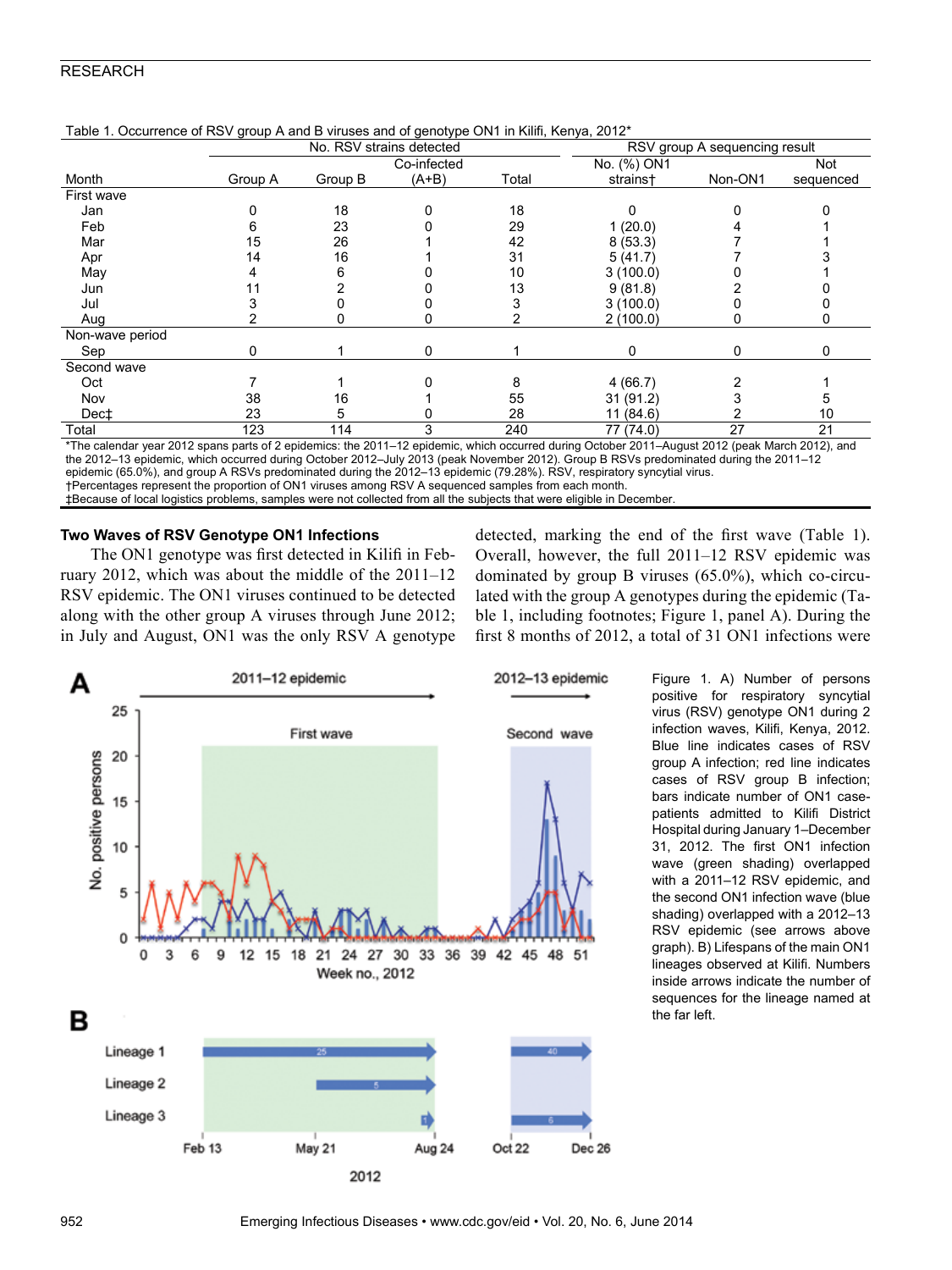Table 1. Occurrence of RSV group A and B viruses and of genotype ON1 in Kilifi, Kenya, 2012*

| Month | No. RSV strains detected | | | | RSV group A sequencing result | | |
|---|---|---|---|---|---|---|---|
| | Group A | Group B | Co-infected (A+B) | Total | No. (%) ON1 strains† | Non-ON1 | Not sequenced |
| First wave | | | | | | | |
| Jan | 0 | 18 | 0 | 18 | 0 | 0 | 0 |
| Feb | 6 | 23 | 0 | 29 | 1 (20.0) | 4 | 1 |
| Mar | 15 | 26 | 1 | 42 | 8 (53.3) | 7 | 1 |
| Apr | 14 | 16 | 1 | 31 | 5 (41.7) | 7 | 3 |
| May | 4 | 6 | 0 | 10 | 3 (100.0) | 0 | 1 |
| Jun | 11 | 2 | 0 | 13 | 9 (81.8) | 2 | 0 |
| Jul | 3 | 0 | 0 | 3 | 3 (100.0) | 0 | 0 |
| Aug | 2 | 0 | 0 | 2 | 2 (100.0) | 0 | 0 |
| Non-wave period | | | | | | | |
| Sep | 0 | 1 | 0 | 1 | 0 | 0 | 0 |
| Second wave | | | | | | | |
| Oct | 7 | 1 | 0 | 8 | 4 (66.7) | 2 | 1 |
| Nov | 38 | 16 | 1 | 55 | 31 (91.2) | 3 | 5 |
| Dec‡ | 23 | 5 | 0 | 28 | 11 (84.6) | 2 | 10 |
| Total | 123 | 114 | 3 | 240 | 77 (74.0) | 27 | 21 |

*The calendar year 2012 spans parts of 2 epidemics: the 2011–12 epidemic, which occurred during October 2011–August 2012 (peak March 2012), and the 2012–13 epidemic, which occurred during October 2012–July 2013 (peak November 2012). Group B RSVs predominated during the 2011–12 epidemic (65.0%), and group A RSVs predominated during the 2012–13 epidemic (79.28%). RSV, respiratory syncytial virus.
†Percentages represent the proportion of ON1 viruses among RSV A sequenced samples from each month.
‡Because of local logistics problems, samples were not collected from all the subjects that were eligible in December.

## Two Waves of RSV Genotype ON1 Infections

The ON1 genotype was first detected in Kilifi in February 2012, which was about the middle of the 2011–12 RSV epidemic. The ON1 viruses continued to be detected along with the other group A viruses through June 2012; in July and August, ON1 was the only RSV A genotype detected, marking the end of the first wave (Table 1). Overall, however, the full 2011–12 RSV epidemic was dominated by group B viruses (65.0%), which co-circulated with the group A genotypes during the epidemic (Table 1, including footnotes; Figure 1, panel A). During the first 8 months of 2012, a total of 31 ON1 infections were

Figure 1. A) Number of persons positive for respiratory syncytial virus (RSV) genotype ON1 during 2 infection waves, Kilifi, Kenya, 2012. Blue line indicates cases of RSV group A infection; red line indicates cases of RSV group B infection; bars indicate number of ON1 case-patients admitted to Kilifi District Hospital during January 1–December 31, 2012. The first ON1 infection wave (green shading) overlapped with a 2011–12 RSV epidemic, and the second ON1 infection wave (blue shading) overlapped with a 2012–13 RSV epidemic (see arrows above graph). B) Lifespans of the main ON1 lineages observed at Kilifi. Numbers inside arrows indicate the number of sequences for the lineage named at the far left.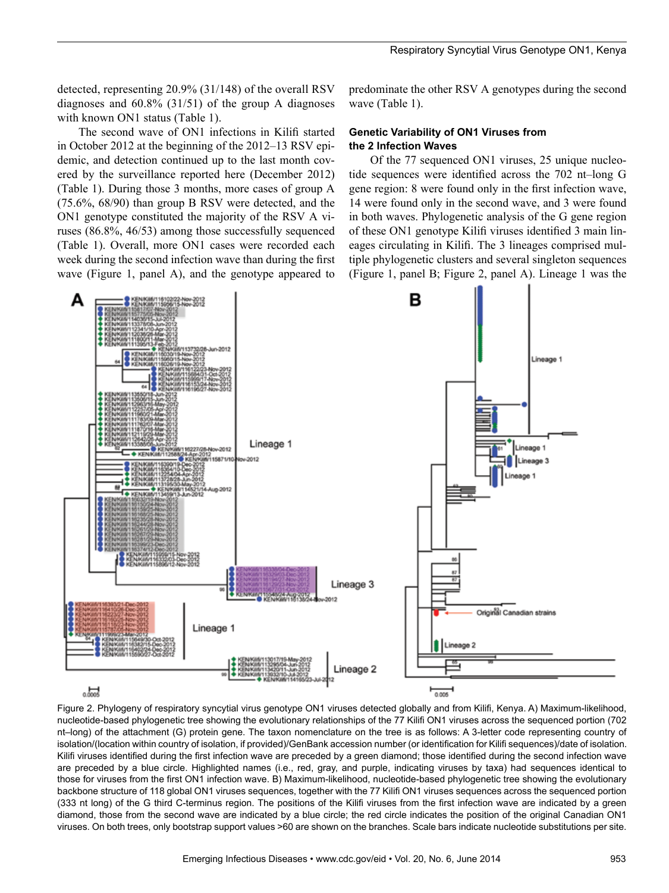detected, representing 20.9% (31/148) of the overall RSV diagnoses and 60.8% (31/51) of the group A diagnoses with known ON1 status (Table 1).

The second wave of ON1 infections in Kilifi started in October 2012 at the beginning of the 2012–13 RSV epidemic, and detection continued up to the last month covered by the surveillance reported here (December 2012) (Table 1). During those 3 months, more cases of group A (75.6%, 68/90) than group B RSV were detected, and the ON1 genotype constituted the majority of the RSV A viruses (86.8%, 46/53) among those successfully sequenced (Table 1). Overall, more ON1 cases were recorded each week during the second infection wave than during the first wave (Figure 1, panel A), and the genotype appeared to predominate the other RSV A genotypes during the second wave (Table 1).

### Genetic Variability of ON1 Viruses from the 2 Infection Waves

Of the 77 sequenced ON1 viruses, 25 unique nucleotide sequences were identified across the 702 nt–long G gene region: 8 were found only in the first infection wave, 14 were found only in the second wave, and 3 were found in both waves. Phylogenetic analysis of the G gene region of these ON1 genotype Kilifi viruses identified 3 main lineages circulating in Kilifi. The 3 lineages comprised multiple phylogenetic clusters and several singleton sequences (Figure 1, panel B; Figure 2, panel A). Lineage 1 was the

Figure 2. Phylogeny of respiratory syncytial virus genotype ON1 viruses detected globally and from Kilifi, Kenya. A) Maximum-likelihood, nucleotide-based phylogenetic tree showing the evolutionary relationships of the 77 Kilifi ON1 viruses across the sequenced portion (702 nt–long) of the attachment (G) protein gene. The taxon nomenclature on the tree is as follows: A 3-letter code representing country of isolation/(location within country of isolation, if provided)/GenBank accession number (or identification for Kilifi sequences)/date of isolation. Kilifi viruses identified during the first infection wave are preceded by a green diamond; those identified during the second infection wave are preceded by a blue circle. Highlighted names (i.e., red, gray, and purple, indicating viruses by taxa) had sequences identical to those for viruses from the first ON1 infection wave. B) Maximum-likelihood, nucleotide-based phylogenetic tree showing the evolutionary backbone structure of 118 global ON1 viruses sequences, together with the 77 Kilifi ON1 viruses sequences across the sequenced portion (333 nt long) of the G third C-terminus region. The positions of the Kilifi viruses from the first infection wave are indicated by a green diamond, those from the second wave are indicated by a blue circle; the red circle indicates the position of the original Canadian ON1 viruses. On both trees, only bootstrap support values >60 are shown on the branches. Scale bars indicate nucleotide substitutions per site.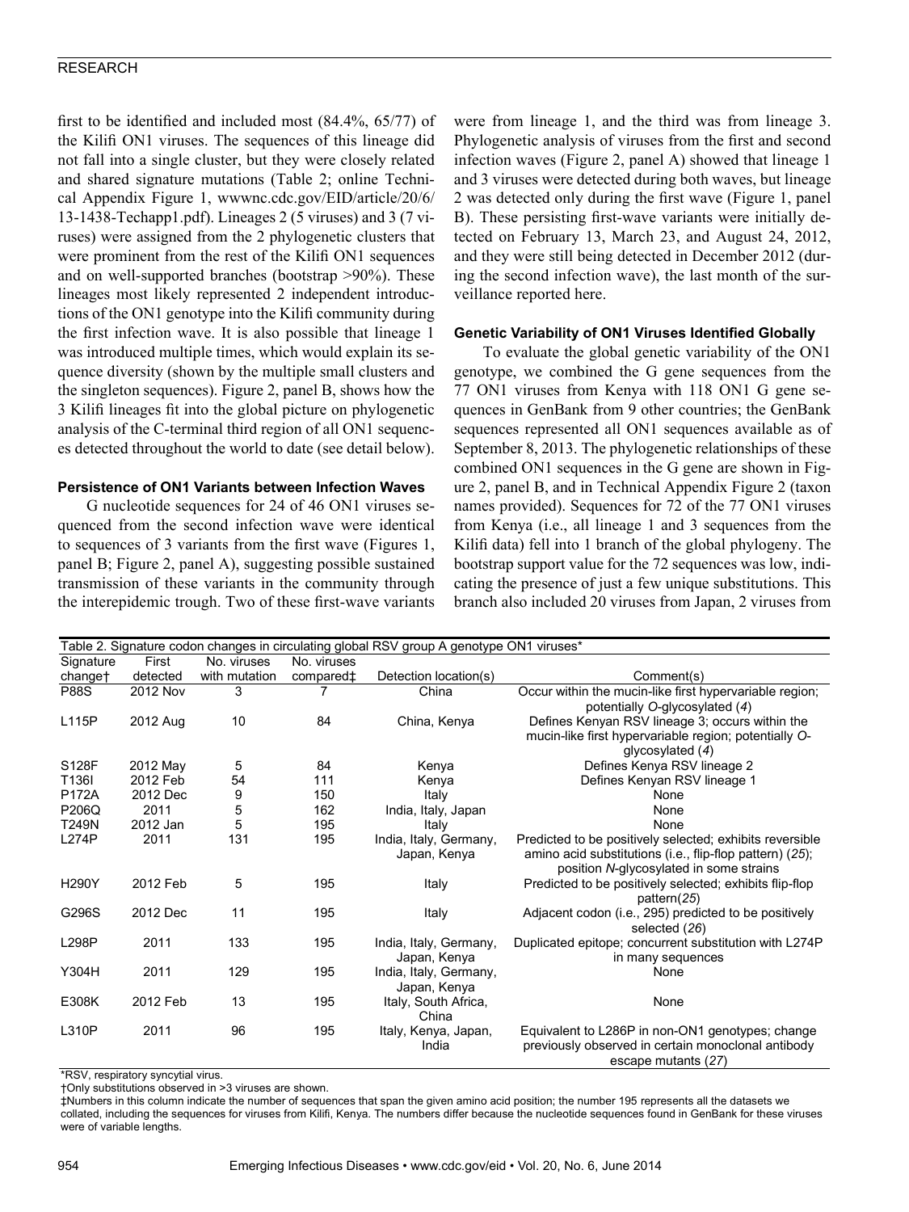first to be identified and included most (84.4%, 65/77) of the Kilifi ON1 viruses. The sequences of this lineage did not fall into a single cluster, but they were closely related and shared signature mutations (Table 2; online Technical Appendix Figure 1, wwwnc.cdc.gov/EID/article/20/6/13-1438-Techapp1.pdf). Lineages 2 (5 viruses) and 3 (7 viruses) were assigned from the 2 phylogenetic clusters that were prominent from the rest of the Kilifi ON1 sequences and on well-supported branches (bootstrap >90%). These lineages most likely represented 2 independent introductions of the ON1 genotype into the Kilifi community during the first infection wave. It is also possible that lineage 1 was introduced multiple times, which would explain its sequence diversity (shown by the multiple small clusters and the singleton sequences). Figure 2, panel B, shows how the 3 Kilifi lineages fit into the global picture on phylogenetic analysis of the C-terminal third region of all ON1 sequences detected throughout the world to date (see detail below).

### Persistence of ON1 Variants between Infection Waves

G nucleotide sequences for 24 of 46 ON1 viruses sequenced from the second infection wave were identical to sequences of 3 variants from the first wave (Figures 1, panel B; Figure 2, panel A), suggesting possible sustained transmission of these variants in the community through the interepidemic trough. Two of these first-wave variants were from lineage 1, and the third was from lineage 3. Phylogenetic analysis of viruses from the first and second infection waves (Figure 2, panel A) showed that lineage 1 and 3 viruses were detected during both waves, but lineage 2 was detected only during the first wave (Figure 1, panel B). These persisting first-wave variants were initially detected on February 13, March 23, and August 24, 2012, and they were still being detected in December 2012 (during the second infection wave), the last month of the surveillance reported here.

### Genetic Variability of ON1 Viruses Identified Globally

To evaluate the global genetic variability of the ON1 genotype, we combined the G gene sequences from the 77 ON1 viruses from Kenya with 118 ON1 G gene sequences in GenBank from 9 other countries; the GenBank sequences represented all ON1 sequences available as of September 8, 2013. The phylogenetic relationships of these combined ON1 sequences in the G gene are shown in Figure 2, panel B, and in Technical Appendix Figure 2 (taxon names provided). Sequences for 72 of the 77 ON1 viruses from Kenya (i.e., all lineage 1 and 3 sequences from the Kilifi data) fell into 1 branch of the global phylogeny. The bootstrap support value for the 72 sequences was low, indicating the presence of just a few unique substitutions. This branch also included 20 viruses from Japan, 2 viruses from

Table 2. Signature codon changes in circulating global RSV group A genotype ON1 viruses*

| Signature change† | First detected | No. viruses with mutation | No. viruses compared‡ | Detection location(s) | Comment(s) |
|---|---|---|---|---|---|
| P88S | 2012 Nov | 3 | 7 | China | Occur within the mucin-like first hypervariable region; potentially *O*-glycosylated (*4*) |
| L115P | 2012 Aug | 10 | 84 | China, Kenya | Defines Kenyan RSV lineage 3; occurs within the mucin-like first hypervariable region; potentially *O*-glycosylated (*4*) |
| S128F | 2012 May | 5 | 84 | Kenya | Defines Kenya RSV lineage 2 |
| T136I | 2012 Feb | 54 | 111 | Kenya | Defines Kenyan RSV lineage 1 |
| P172A | 2012 Dec | 9 | 150 | Italy | None |
| P206Q | 2011 | 5 | 162 | India, Italy, Japan | None |
| T249N | 2012 Jan | 5 | 195 | Italy | None |
| L274P | 2011 | 131 | 195 | India, Italy, Germany, Japan, Kenya | Predicted to be positively selected; exhibits reversible amino acid substitutions (i.e., flip-flop pattern) (*25*); position *N*-glycosylated in some strains |
| H290Y | 2012 Feb | 5 | 195 | Italy | Predicted to be positively selected; exhibits flip-flop pattern(*25*) |
| G296S | 2012 Dec | 11 | 195 | Italy | Adjacent codon (i.e., 295) predicted to be positively selected (*26*) |
| L298P | 2011 | 133 | 195 | India, Italy, Germany, Japan, Kenya | Duplicated epitope; concurrent substitution with L274P in many sequences |
| Y304H | 2011 | 129 | 195 | India, Italy, Germany, Japan, Kenya | None |
| E308K | 2012 Feb | 13 | 195 | Italy, South Africa, China | None |
| L310P | 2011 | 96 | 195 | Italy, Kenya, Japan, India | Equivalent to L286P in non-ON1 genotypes; change previously observed in certain monoclonal antibody escape mutants (*27*) |

*RSV, respiratory syncytial virus.
†Only substitutions observed in >3 viruses are shown.
‡Numbers in this column indicate the number of sequences that span the given amino acid position; the number 195 represents all the datasets we collated, including the sequences for viruses from Kilifi, Kenya. The numbers differ because the nucleotide sequences found in GenBank for these viruses were of variable lengths.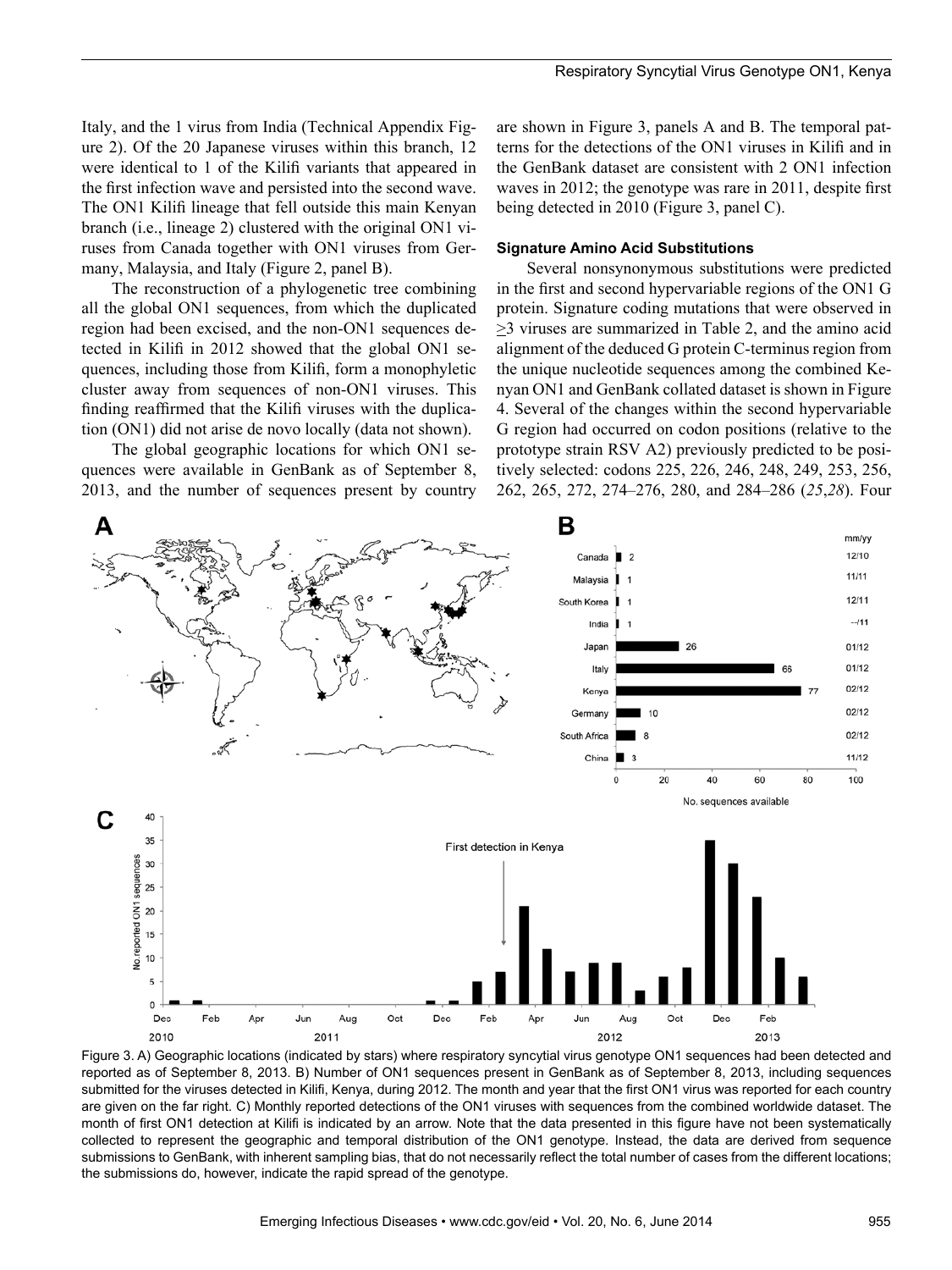Italy, and the 1 virus from India (Technical Appendix Figure 2). Of the 20 Japanese viruses within this branch, 12 were identical to 1 of the Kilifi variants that appeared in the first infection wave and persisted into the second wave. The ON1 Kilifi lineage that fell outside this main Kenyan branch (i.e., lineage 2) clustered with the original ON1 viruses from Canada together with ON1 viruses from Germany, Malaysia, and Italy (Figure 2, panel B).

The reconstruction of a phylogenetic tree combining all the global ON1 sequences, from which the duplicated region had been excised, and the non-ON1 sequences detected in Kilifi in 2012 showed that the global ON1 sequences, including those from Kilifi, form a monophyletic cluster away from sequences of non-ON1 viruses. This finding reaffirmed that the Kilifi viruses with the duplication (ON1) did not arise de novo locally (data not shown).

The global geographic locations for which ON1 sequences were available in GenBank as of September 8, 2013, and the number of sequences present by country are shown in Figure 3, panels A and B. The temporal patterns for the detections of the ON1 viruses in Kilifi and in the GenBank dataset are consistent with 2 ON1 infection waves in 2012; the genotype was rare in 2011, despite first being detected in 2010 (Figure 3, panel C).

### Signature Amino Acid Substitutions

Several nonsynonymous substitutions were predicted in the first and second hypervariable regions of the ON1 G protein. Signature coding mutations that were observed in ≥3 viruses are summarized in Table 2, and the amino acid alignment of the deduced G protein C-terminus region from the unique nucleotide sequences among the combined Kenyan ON1 and GenBank collated dataset is shown in Figure 4. Several of the changes within the second hypervariable G region had occurred on codon positions (relative to the prototype strain RSV A2) previously predicted to be positively selected: codons 225, 226, 246, 248, 249, 253, 256, 262, 265, 272, 274–276, 280, and 284–286 (*25*,*28*). Four

Figure 3. A) Geographic locations (indicated by stars) where respiratory syncytial virus genotype ON1 sequences had been detected and reported as of September 8, 2013. B) Number of ON1 sequences present in GenBank as of September 8, 2013, including sequences submitted for the viruses detected in Kilifi, Kenya, during 2012. The month and year that the first ON1 virus was reported for each country are given on the far right. C) Monthly reported detections of the ON1 viruses with sequences from the combined worldwide dataset. The month of first ON1 detection at Kilifi is indicated by an arrow. Note that the data presented in this figure have not been systematically collected to represent the geographic and temporal distribution of the ON1 genotype. Instead, the data are derived from sequence submissions to GenBank, with inherent sampling bias, that do not necessarily reflect the total number of cases from the different locations; the submissions do, however, indicate the rapid spread of the genotype.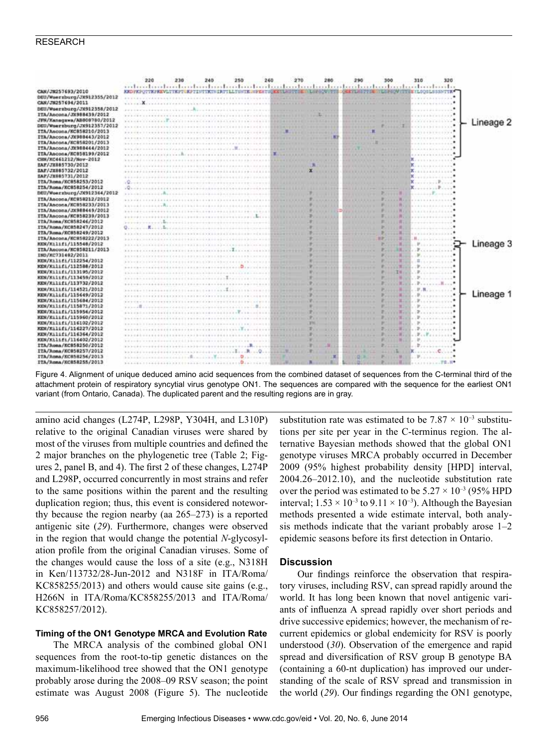Figure 4. Alignment of unique deduced amino acid sequences from the combined dataset of sequences from the C-terminal third of the attachment protein of respiratory syncytial virus genotype ON1. The sequences are compared with the sequence for the earliest ON1 variant (from Ontario, Canada). The duplicated parent and the resulting regions are in gray.

amino acid changes (L274P, L298P, Y304H, and L310P) relative to the original Canadian viruses were shared by most of the viruses from multiple countries and defined the 2 major branches on the phylogenetic tree (Table 2; Figures 2, panel B, and 4). The first 2 of these changes, L274P and L298P, occurred concurrently in most strains and refer to the same positions within the parent and the resulting duplication region; thus, this event is considered noteworthy because the region nearby (aa 265–273) is a reported antigenic site (*29*). Furthermore, changes were observed in the region that would change the potential *N*-glycosylation profile from the original Canadian viruses. Some of the changes would cause the loss of a site (e.g., N318H in Ken/113732/28-Jun-2012 and N318F in ITA/Roma/KC858255/2013) and others would cause site gains (e.g., H266N in ITA/Roma/KC858255/2013 and ITA/Roma/KC858257/2012).

### Timing of the ON1 Genotype MRCA and Evolution Rate

The MRCA analysis of the combined global ON1 sequences from the root-to-tip genetic distances on the maximum-likelihood tree showed that the ON1 genotype probably arose during the 2008–09 RSV season; the point estimate was August 2008 (Figure 5). The nucleotide substitution rate was estimated to be $7.87 \times 10^{-3}$ substitutions per site per year in the C-terminus region. The alternative Bayesian methods showed that the global ON1 genotype viruses MRCA probably occurred in December 2009 (95% highest probability density [HPD] interval, 2004.26–2012.10), and the nucleotide substitution rate over the period was estimated to be $5.27 \times 10^{-3}$ (95% HPD interval; $1.53 \times 10^{-3}$ to $9.11 \times 10^{-3}$). Although the Bayesian methods presented a wide estimate interval, both analysis methods indicate that the variant probably arose 1–2 epidemic seasons before its first detection in Ontario.

## Discussion

Our findings reinforce the observation that respiratory viruses, including RSV, can spread rapidly around the world. It has long been known that novel antigenic variants of influenza A spread rapidly over short periods and drive successive epidemics; however, the mechanism of recurrent epidemics or global endemicity for RSV is poorly understood (*30*). Observation of the emergence and rapid spread and diversification of RSV group B genotype BA (containing a 60-nt duplication) has improved our understanding of the scale of RSV spread and transmission in the world (*29*). Our findings regarding the ON1 genotype,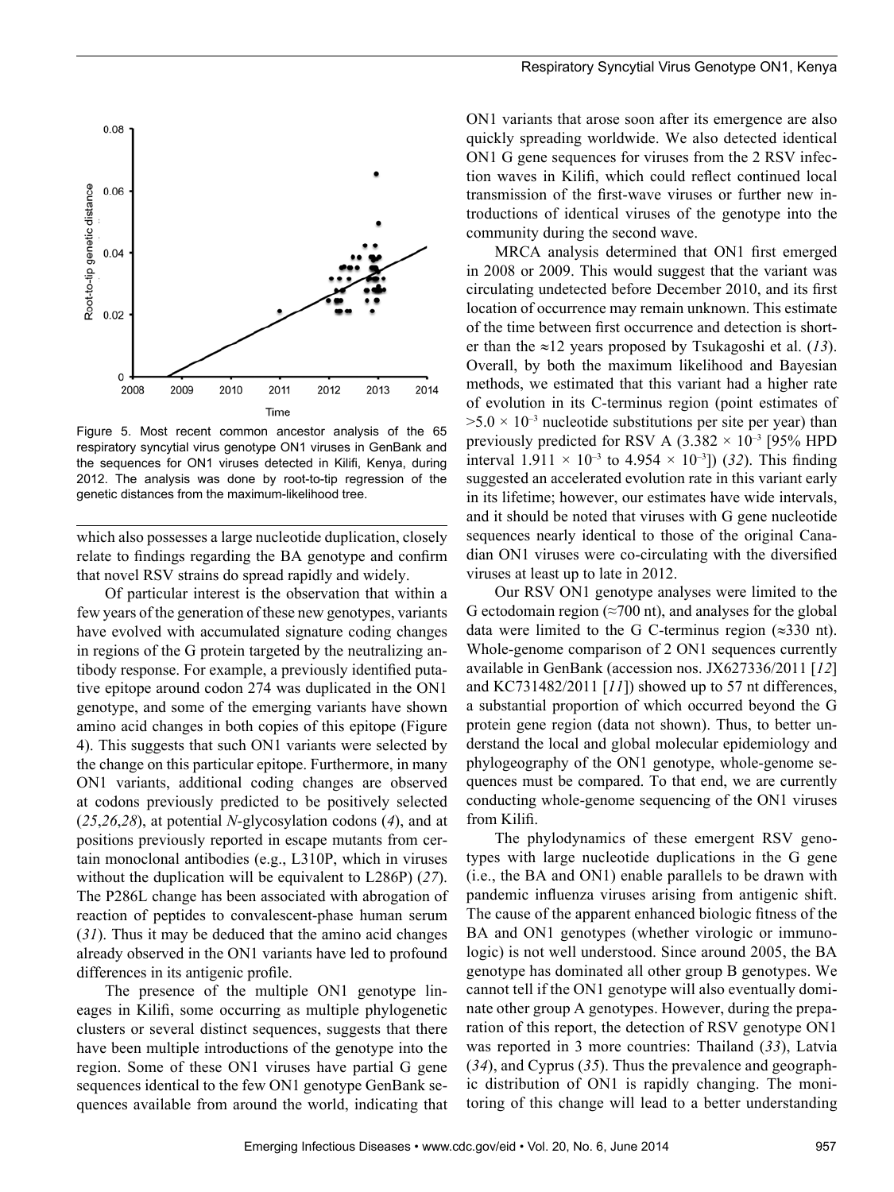Figure 5. Most recent common ancestor analysis of the 65 respiratory syncytial virus genotype ON1 viruses in GenBank and the sequences for ON1 viruses detected in Kilifi, Kenya, during 2012. The analysis was done by root-to-tip regression of the genetic distances from the maximum-likelihood tree.

which also possesses a large nucleotide duplication, closely relate to findings regarding the BA genotype and confirm that novel RSV strains do spread rapidly and widely.

Of particular interest is the observation that within a few years of the generation of these new genotypes, variants have evolved with accumulated signature coding changes in regions of the G protein targeted by the neutralizing antibody response. For example, a previously identified putative epitope around codon 274 was duplicated in the ON1 genotype, and some of the emerging variants have shown amino acid changes in both copies of this epitope (Figure 4). This suggests that such ON1 variants were selected by the change on this particular epitope. Furthermore, in many ON1 variants, additional coding changes are observed at codons previously predicted to be positively selected (*25*,*26*,*28*), at potential *N*-glycosylation codons (*4*), and at positions previously reported in escape mutants from certain monoclonal antibodies (e.g., L310P, which in viruses without the duplication will be equivalent to L286P) (*27*). The P286L change has been associated with abrogation of reaction of peptides to convalescent-phase human serum (*31*). Thus it may be deduced that the amino acid changes already observed in the ON1 variants have led to profound differences in its antigenic profile.

The presence of the multiple ON1 genotype lineages in Kilifi, some occurring as multiple phylogenetic clusters or several distinct sequences, suggests that there have been multiple introductions of the genotype into the region. Some of these ON1 viruses have partial G gene sequences identical to the few ON1 genotype GenBank sequences available from around the world, indicating that ON1 variants that arose soon after its emergence are also quickly spreading worldwide. We also detected identical ON1 G gene sequences for viruses from the 2 RSV infection waves in Kilifi, which could reflect continued local transmission of the first-wave viruses or further new introductions of identical viruses of the genotype into the community during the second wave.

MRCA analysis determined that ON1 first emerged in 2008 or 2009. This would suggest that the variant was circulating undetected before December 2010, and its first location of occurrence may remain unknown. This estimate of the time between first occurrence and detection is shorter than the ≈12 years proposed by Tsukagoshi et al. (*13*). Overall, by both the maximum likelihood and Bayesian methods, we estimated that this variant had a higher rate of evolution in its C-terminus region (point estimates of $>5.0 \times 10^{-3}$ nucleotide substitutions per site per year) than previously predicted for RSV A ($3.382 \times 10^{-3}$ [95% HPD interval $1.911 \times 10^{-3}$ to $4.954 \times 10^{-3}$]) (*32*). This finding suggested an accelerated evolution rate in this variant early in its lifetime; however, our estimates have wide intervals, and it should be noted that viruses with G gene nucleotide sequences nearly identical to those of the original Canadian ON1 viruses were co-circulating with the diversified viruses at least up to late in 2012.

Our RSV ON1 genotype analyses were limited to the G ectodomain region (≈700 nt), and analyses for the global data were limited to the G C-terminus region (≈330 nt). Whole-genome comparison of 2 ON1 sequences currently available in GenBank (accession nos. JX627336/2011 [*12*] and KC731482/2011 [*11*]) showed up to 57 nt differences, a substantial proportion of which occurred beyond the G protein gene region (data not shown). Thus, to better understand the local and global molecular epidemiology and phylogeography of the ON1 genotype, whole-genome sequences must be compared. To that end, we are currently conducting whole-genome sequencing of the ON1 viruses from Kilifi.

The phylodynamics of these emergent RSV genotypes with large nucleotide duplications in the G gene (i.e., the BA and ON1) enable parallels to be drawn with pandemic influenza viruses arising from antigenic shift. The cause of the apparent enhanced biologic fitness of the BA and ON1 genotypes (whether virologic or immunologic) is not well understood. Since around 2005, the BA genotype has dominated all other group B genotypes. We cannot tell if the ON1 genotype will also eventually dominate other group A genotypes. However, during the preparation of this report, the detection of RSV genotype ON1 was reported in 3 more countries: Thailand (*33*), Latvia (*34*), and Cyprus (*35*). Thus the prevalence and geographic distribution of ON1 is rapidly changing. The monitoring of this change will lead to a better understanding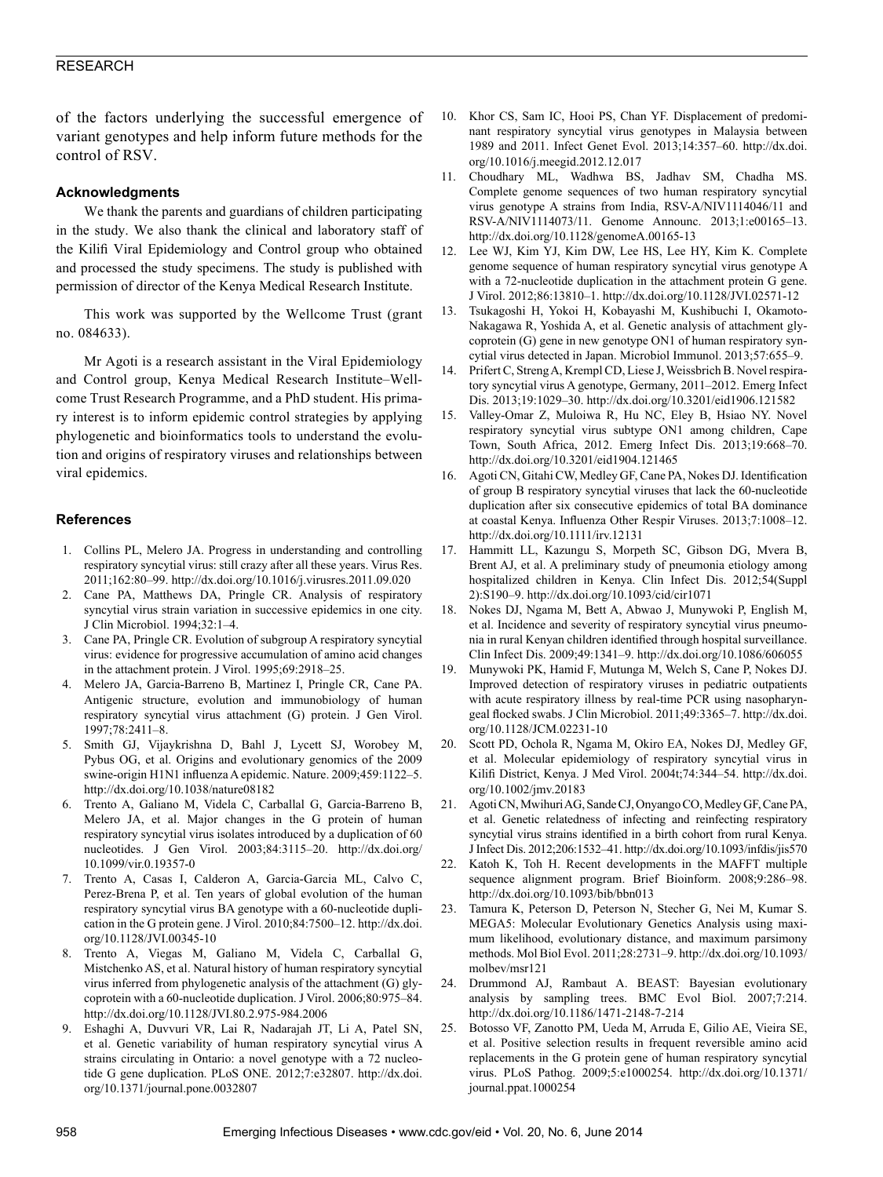of the factors underlying the successful emergence of variant genotypes and help inform future methods for the control of RSV.

### Acknowledgments

We thank the parents and guardians of children participating in the study. We also thank the clinical and laboratory staff of the Kilifi Viral Epidemiology and Control group who obtained and processed the study specimens. The study is published with permission of director of the Kenya Medical Research Institute.

This work was supported by the Wellcome Trust (grant no. 084633).

Mr Agoti is a research assistant in the Viral Epidemiology and Control group, Kenya Medical Research Institute–Wellcome Trust Research Programme, and a PhD student. His primary interest is to inform epidemic control strategies by applying phylogenetic and bioinformatics tools to understand the evolution and origins of respiratory viruses and relationships between viral epidemics.

### References

1. Collins PL, Melero JA. Progress in understanding and controlling respiratory syncytial virus: still crazy after all these years. Virus Res. 2011;162:80–99. http://dx.doi.org/10.1016/j.virusres.2011.09.020
2. Cane PA, Matthews DA, Pringle CR. Analysis of respiratory syncytial virus strain variation in successive epidemics in one city. J Clin Microbiol. 1994;32:1–4.
3. Cane PA, Pringle CR. Evolution of subgroup A respiratory syncytial virus: evidence for progressive accumulation of amino acid changes in the attachment protein. J Virol. 1995;69:2918–25.
4. Melero JA, Garcia-Barreno B, Martinez I, Pringle CR, Cane PA. Antigenic structure, evolution and immunobiology of human respiratory syncytial virus attachment (G) protein. J Gen Virol. 1997;78:2411–8.
5. Smith GJ, Vijaykrishna D, Bahl J, Lycett SJ, Worobey M, Pybus OG, et al. Origins and evolutionary genomics of the 2009 swine-origin H1N1 influenza A epidemic. Nature. 2009;459:1122–5. http://dx.doi.org/10.1038/nature08182
6. Trento A, Galiano M, Videla C, Carballal G, Garcia-Barreno B, Melero JA, et al. Major changes in the G protein of human respiratory syncytial virus isolates introduced by a duplication of 60 nucleotides. J Gen Virol. 2003;84:3115–20. http://dx.doi.org/10.1099/vir.0.19357-0
7. Trento A, Casas I, Calderon A, Garcia-Garcia ML, Calvo C, Perez-Brena P, et al. Ten years of global evolution of the human respiratory syncytial virus BA genotype with a 60-nucleotide duplication in the G protein gene. J Virol. 2010;84:7500–12. http://dx.doi.org/10.1128/JVI.00345-10
8. Trento A, Viegas M, Galiano M, Videla C, Carballal G, Mistchenko AS, et al. Natural history of human respiratory syncytial virus inferred from phylogenetic analysis of the attachment (G) glycoprotein with a 60-nucleotide duplication. J Virol. 2006;80:975–84. http://dx.doi.org/10.1128/JVI.80.2.975-984.2006
9. Eshaghi A, Duvvuri VR, Lai R, Nadarajah JT, Li A, Patel SN, et al. Genetic variability of human respiratory syncytial virus A strains circulating in Ontario: a novel genotype with a 72 nucleotide G gene duplication. PLoS ONE. 2012;7:e32807. http://dx.doi.org/10.1371/journal.pone.0032807
10. Khor CS, Sam IC, Hooi PS, Chan YF. Displacement of predominant respiratory syncytial virus genotypes in Malaysia between 1989 and 2011. Infect Genet Evol. 2013;14:357–60. http://dx.doi.org/10.1016/j.meegid.2012.12.017
11. Choudhary ML, Wadhwa BS, Jadhav SM, Chadha MS. Complete genome sequences of two human respiratory syncytial virus genotype A strains from India, RSV-A/NIV1114046/11 and RSV-A/NIV1114073/11. Genome Announc. 2013;1:e00165–13. http://dx.doi.org/10.1128/genomeA.00165-13
12. Lee WJ, Kim YJ, Kim DW, Lee HS, Lee HY, Kim K. Complete genome sequence of human respiratory syncytial virus genotype A with a 72-nucleotide duplication in the attachment protein G gene. J Virol. 2012;86:13810–1. http://dx.doi.org/10.1128/JVI.02571-12
13. Tsukagoshi H, Yokoi H, Kobayashi M, Kushibuchi I, Okamoto-Nakagawa R, Yoshida A, et al. Genetic analysis of attachment glycoprotein (G) gene in new genotype ON1 of human respiratory syncytial virus detected in Japan. Microbiol Immunol. 2013;57:655–9.
14. Prifert C, Streng A, Krempl CD, Liese J, Weissbrich B. Novel respiratory syncytial virus A genotype, Germany, 2011–2012. Emerg Infect Dis. 2013;19:1029–30. http://dx.doi.org/10.3201/eid1906.121582
15. Valley-Omar Z, Muloiwa R, Hu NC, Eley B, Hsiao NY. Novel respiratory syncytial virus subtype ON1 among children, Cape Town, South Africa, 2012. Emerg Infect Dis. 2013;19:668–70. http://dx.doi.org/10.3201/eid1904.121465
16. Agoti CN, Gitahi CW, Medley GF, Cane PA, Nokes DJ. Identification of group B respiratory syncytial viruses that lack the 60-nucleotide duplication after six consecutive epidemics of total BA dominance at coastal Kenya. Influenza Other Respir Viruses. 2013;7:1008–12. http://dx.doi.org/10.1111/irv.12131
17. Hammitt LL, Kazungu S, Morpeth SC, Gibson DG, Mvera B, Brent AJ, et al. A preliminary study of pneumonia etiology among hospitalized children in Kenya. Clin Infect Dis. 2012;54(Suppl 2):S190–9. http://dx.doi.org/10.1093/cid/cir1071
18. Nokes DJ, Ngama M, Bett A, Abwao J, Munywoki P, English M, et al. Incidence and severity of respiratory syncytial virus pneumonia in rural Kenyan children identified through hospital surveillance. Clin Infect Dis. 2009;49:1341–9. http://dx.doi.org/10.1086/606055
19. Munywoki PK, Hamid F, Mutunga M, Welch S, Cane P, Nokes DJ. Improved detection of respiratory viruses in pediatric outpatients with acute respiratory illness by real-time PCR using nasopharyngeal flocked swabs. J Clin Microbiol. 2011;49:3365–7. http://dx.doi.org/10.1128/JCM.02231-10
20. Scott PD, Ochola R, Ngama M, Okiro EA, Nokes DJ, Medley GF, et al. Molecular epidemiology of respiratory syncytial virus in Kilifi District, Kenya. J Med Virol. 2004t;74:344–54. http://dx.doi.org/10.1002/jmv.20183
21. Agoti CN, Mwihuri AG, Sande CJ, Onyango CO, Medley GF, Cane PA, et al. Genetic relatedness of infecting and reinfecting respiratory syncytial virus strains identified in a birth cohort from rural Kenya. J Infect Dis. 2012;206:1532–41. http://dx.doi.org/10.1093/infdis/jis570
22. Katoh K, Toh H. Recent developments in the MAFFT multiple sequence alignment program. Brief Bioinform. 2008;9:286–98. http://dx.doi.org/10.1093/bib/bbn013
23. Tamura K, Peterson D, Peterson N, Stecher G, Nei M, Kumar S. MEGA5: Molecular Evolutionary Genetics Analysis using maximum likelihood, evolutionary distance, and maximum parsimony methods. Mol Biol Evol. 2011;28:2731–9. http://dx.doi.org/10.1093/molbev/msr121
24. Drummond AJ, Rambaut A. BEAST: Bayesian evolutionary analysis by sampling trees. BMC Evol Biol. 2007;7:214. http://dx.doi.org/10.1186/1471-2148-7-214
25. Botosso VF, Zanotto PM, Ueda M, Arruda E, Gilio AE, Vieira SE, et al. Positive selection results in frequent reversible amino acid replacements in the G protein gene of human respiratory syncytial virus. PLoS Pathog. 2009;5:e1000254. http://dx.doi.org/10.1371/journal.ppat.1000254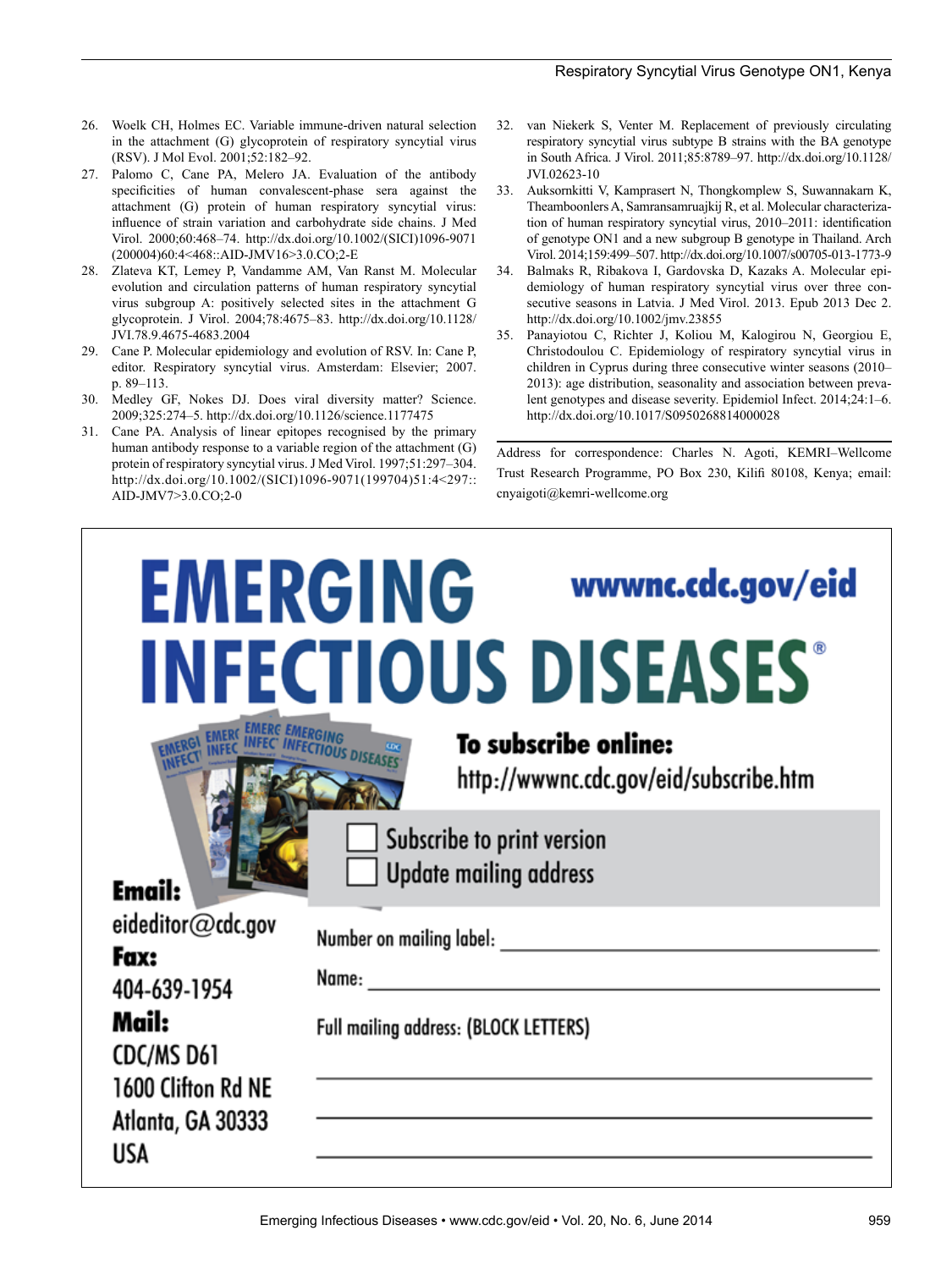26. Woelk CH, Holmes EC. Variable immune-driven natural selection in the attachment (G) glycoprotein of respiratory syncytial virus (RSV). J Mol Evol. 2001;52:182–92.
27. Palomo C, Cane PA, Melero JA. Evaluation of the antibody specificities of human convalescent-phase sera against the attachment (G) protein of human respiratory syncytial virus: influence of strain variation and carbohydrate side chains. J Med Virol. 2000;60:468–74. http://dx.doi.org/10.1002/(SICI)1096-9071(200004)60:4<468::AID-JMV16>3.0.CO;2-E
28. Zlateva KT, Lemey P, Vandamme AM, Van Ranst M. Molecular evolution and circulation patterns of human respiratory syncytial virus subgroup A: positively selected sites in the attachment G glycoprotein. J Virol. 2004;78:4675–83. http://dx.doi.org/10.1128/JVI.78.9.4675-4683.2004
29. Cane P. Molecular epidemiology and evolution of RSV. In: Cane P, editor. Respiratory syncytial virus. Amsterdam: Elsevier; 2007. p. 89–113.
30. Medley GF, Nokes DJ. Does viral diversity matter? Science. 2009;325:274–5. http://dx.doi.org/10.1126/science.1177475
31. Cane PA. Analysis of linear epitopes recognised by the primary human antibody response to a variable region of the attachment (G) protein of respiratory syncytial virus. J Med Virol. 1997;51:297–304. http://dx.doi.org/10.1002/(SICI)1096-9071(199704)51:4<297::AID-JMV7>3.0.CO;2-0
32. van Niekerk S, Venter M. Replacement of previously circulating respiratory syncytial virus subtype B strains with the BA genotype in South Africa. J Virol. 2011;85:8789–97. http://dx.doi.org/10.1128/JVI.02623-10
33. Auksornkitti V, Kamprasert N, Thongkomplew S, Suwannakarn K, Theamboonlers A, Samransamruajkij R, et al. Molecular characterization of human respiratory syncytial virus, 2010–2011: identification of genotype ON1 and a new subgroup B genotype in Thailand. Arch Virol. 2014;159:499–507. http://dx.doi.org/10.1007/s00705-013-1773-9
34. Balmaks R, Ribakova I, Gardovska D, Kazaks A. Molecular epidemiology of human respiratory syncytial virus over three consecutive seasons in Latvia. J Med Virol. 2013. Epub 2013 Dec 2. http://dx.doi.org/10.1002/jmv.23855
35. Panayiotou C, Richter J, Koliou M, Kalogirou N, Georgiou E, Christodoulou C. Epidemiology of respiratory syncytial virus in children in Cyprus during three consecutive winter seasons (2010–2013): age distribution, seasonality and association between prevalent genotypes and disease severity. Epidemiol Infect. 2014;24:1–6. http://dx.doi.org/10.1017/S0950268814000028

Address for correspondence: Charles N. Agoti, KEMRI–Wellcome Trust Research Programme, PO Box 230, Kilifi 80108, Kenya; email: cnyaigoti@kemri-wellcome.org

# EMERGING INFECTIOUS DISEASES®

wwwnc.cdc.gov/eid

**To subscribe online:**
http://wwwnc.cdc.gov/eid/subscribe.htm

- [ ] Subscribe to print version
- [ ] Update mailing address

**Email:**
eideditor@cdc.gov

**Fax:**
404-639-1954

**Mail:**
CDC/MS D61
1600 Clifton Rd NE
Atlanta, GA 30333
USA

Number on mailing label: ____________________

Name: ____________________

Full mailing address: (BLOCK LETTERS)

____________________

____________________

____________________